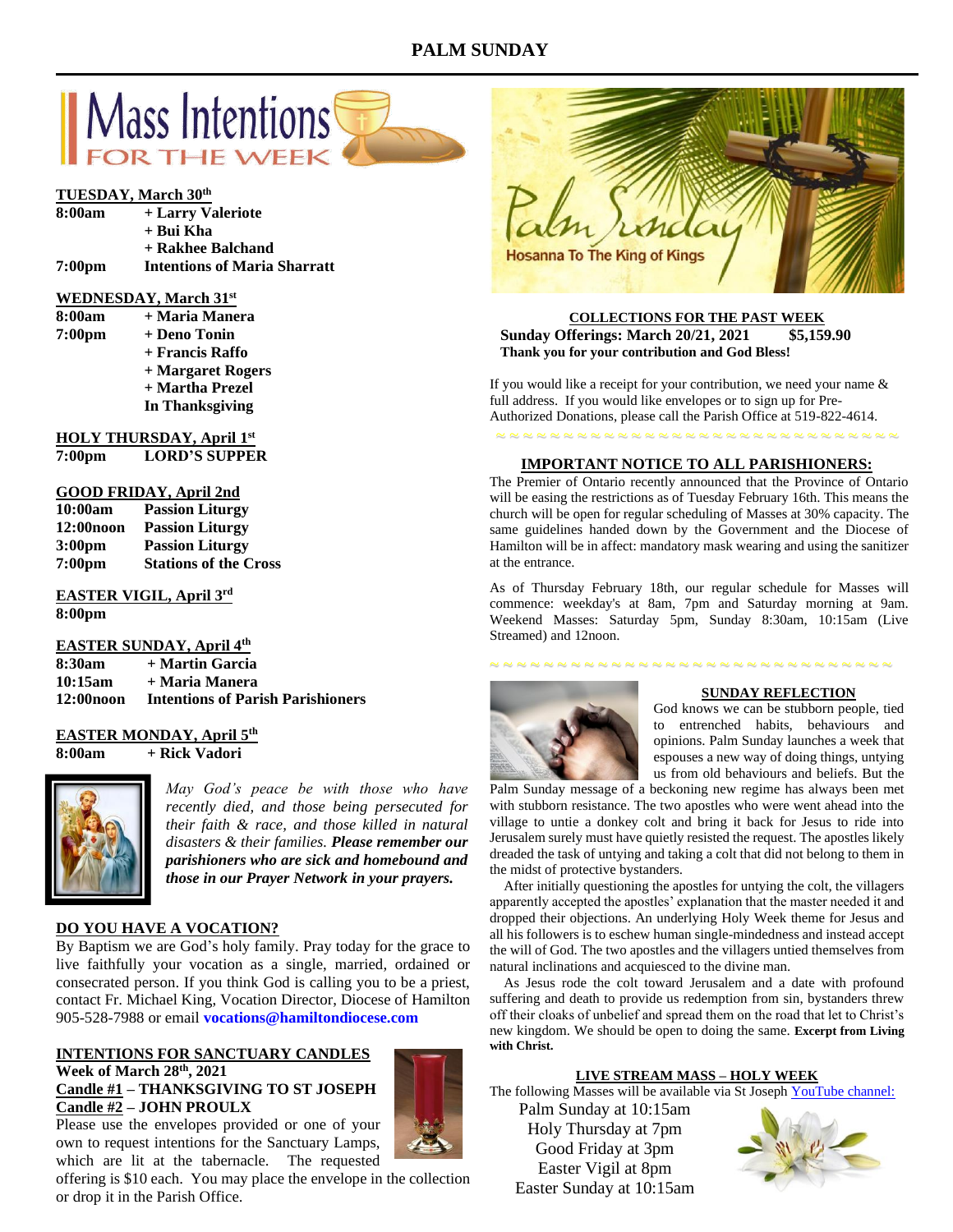# PALM SUNDAY

## Mass Intentions FOR THE WEEK

**TUESDAY, March 30th**

**8:00am** + Larry Valeriote
+ Bui Kha
+ Rakhee Balchand

**7:00pm** Intentions of Maria Sharratt

**WEDNESDAY, March 31st**

**8:00am** + Maria Manera

**7:00pm** + Deno Tonin
+ Francis Raffo
+ Margaret Rogers
+ Martha Prezel
In Thanksgiving

**HOLY THURSDAY, April 1st**

**7:00pm** LORD'S SUPPER

**GOOD FRIDAY, April 2nd**

**10:00am** Passion Liturgy
**12:00noon** Passion Liturgy
**3:00pm** Passion Liturgy
**7:00pm** Stations of the Cross

**EASTER VIGIL, April 3rd**

**8:00pm**

**EASTER SUNDAY, April 4th**

**8:30am** + Martin Garcia
**10:15am** + Maria Manera
**12:00noon** Intentions of Parish Parishioners

**EASTER MONDAY, April 5th**

**8:00am** + Rick Vadori

*May God's peace be with those who have recently died, and those being persecuted for their faith & race, and those killed in natural disasters & their families.* ***Please remember our parishioners who are sick and homebound and those in our Prayer Network in your prayers.***

### DO YOU HAVE A VOCATION?

By Baptism we are God's holy family. Pray today for the grace to live faithfully your vocation as a single, married, ordained or consecrated person. If you think God is calling you to be a priest, contact Fr. Michael King, Vocation Director, Diocese of Hamilton 905-528-7988 or email **vocations@hamiltondiocese.com**

### INTENTIONS FOR SANCTUARY CANDLES

**Week of March 28th, 2021**
**Candle #1 – THANKSGIVING TO ST JOSEPH**
**Candle #2 – JOHN PROULX**

Please use the envelopes provided or one of your own to request intentions for the Sanctuary Lamps, which are lit at the tabernacle. The requested offering is $10 each. You may place the envelope in the collection or drop it in the Parish Office.

Palm Sunday
Hosanna To The King of Kings

### COLLECTIONS FOR THE PAST WEEK

**Sunday Offerings: March 20/21, 2021 $5,159.90**
**Thank you for your contribution and God Bless!**

If you would like a receipt for your contribution, we need your name & full address. If you would like envelopes or to sign up for Pre-Authorized Donations, please call the Parish Office at 519-822-4614.

### IMPORTANT NOTICE TO ALL PARISHIONERS:

The Premier of Ontario recently announced that the Province of Ontario will be easing the restrictions as of Tuesday February 16th. This means the church will be open for regular scheduling of Masses at 30% capacity. The same guidelines handed down by the Government and the Diocese of Hamilton will be in affect: mandatory mask wearing and using the sanitizer at the entrance.

As of Thursday February 18th, our regular schedule for Masses will commence: weekday's at 8am, 7pm and Saturday morning at 9am. Weekend Masses: Saturday 5pm, Sunday 8:30am, 10:15am (Live Streamed) and 12noon.

### SUNDAY REFLECTION

God knows we can be stubborn people, tied to entrenched habits, behaviours and opinions. Palm Sunday launches a week that espouses a new way of doing things, untying us from old behaviours and beliefs. But the Palm Sunday message of a beckoning new regime has always been met with stubborn resistance. The two apostles who were went ahead into the village to untie a donkey colt and bring it back for Jesus to ride into Jerusalem surely must have quietly resisted the request. The apostles likely dreaded the task of untying and taking a colt that did not belong to them in the midst of protective bystanders.

After initially questioning the apostles for untying the colt, the villagers apparently accepted the apostles' explanation that the master needed it and dropped their objections. An underlying Holy Week theme for Jesus and all his followers is to eschew human single-mindedness and instead accept the will of God. The two apostles and the villagers untied themselves from natural inclinations and acquiesced to the divine man.

As Jesus rode the colt toward Jerusalem and a date with profound suffering and death to provide us redemption from sin, bystanders threw off their cloaks of unbelief and spread them on the road that let to Christ's new kingdom. We should be open to doing the same. **Excerpt from Living with Christ.**

### LIVE STREAM MASS – HOLY WEEK

The following Masses will be available via St Joseph YouTube channel:

Palm Sunday at 10:15am
Holy Thursday at 7pm
Good Friday at 3pm
Easter Vigil at 8pm
Easter Sunday at 10:15am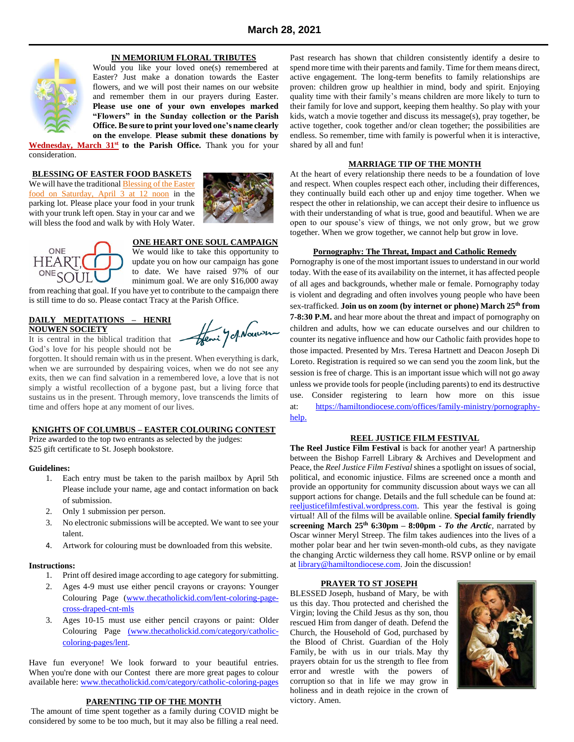March 28, 2021

## IN MEMORIUM FLORAL TRIBUTES

Would you like your loved one(s) remembered at Easter? Just make a donation towards the Easter flowers, and we will post their names on our website and remember them in our prayers during Easter. **Please use one of your own envelopes marked "Flowers" in the Sunday collection or the Parish Office. Be sure to print your loved one's name clearly on the envelope. Please submit these donations by Wednesday, March 31st to the Parish Office.** Thank you for your consideration.

## BLESSING OF EASTER FOOD BASKETS

We will have the traditional Blessing of the Easter food on Saturday, April 3 at 12 noon in the parking lot. Please place your food in your trunk with your trunk left open. Stay in your car and we will bless the food and walk by with Holy Water.

## ONE HEART ONE SOUL CAMPAIGN

We would like to take this opportunity to update you on how our campaign has gone to date. We have raised 97% of our minimum goal. We are only $16,000 away from reaching that goal. If you have yet to contribute to the campaign there is still time to do so. Please contact Tracy at the Parish Office.

## DAILY MEDITATIONS – HENRI NOUWEN SOCIETY

It is central in the biblical tradition that God's love for his people should not be forgotten. It should remain with us in the present. When everything is dark, when we are surrounded by despairing voices, when we do not see any exits, then we can find salvation in a remembered love, a love that is not simply a wistful recollection of a bygone past, but a living force that sustains us in the present. Through memory, love transcends the limits of time and offers hope at any moment of our lives.

## KNIGHTS OF COLUMBUS – EASTER COLOURING CONTEST

Prize awarded to the top two entrants as selected by the judges:
$25 gift certificate to St. Joseph bookstore.

**Guidelines:**

1. Each entry must be taken to the parish mailbox by April 5th Please include your name, age and contact information on back of submission.
2. Only 1 submission per person.
3. No electronic submissions will be accepted. We want to see your talent.
4. Artwork for colouring must be downloaded from this website.

**Instructions:**

1. Print off desired image according to age category for submitting.
2. Ages 4-9 must use either pencil crayons or crayons: Younger Colouring Page (www.thecatholickid.com/lent-coloring-page-cross-draped-cnt-mls
3. Ages 10-15 must use either pencil crayons or paint: Older Colouring Page (www.thecatholickid.com/category/catholic-coloring-pages/lent.

Have fun everyone! We look forward to your beautiful entries. When you're done with our Contest there are more great pages to colour available here: www.thecatholickid.com/category/catholic-coloring-pages

## PARENTING TIP OF THE MONTH

The amount of time spent together as a family during COVID might be considered by some to be too much, but it may also be filling a real need. Past research has shown that children consistently identify a desire to spend more time with their parents and family. Time for them means direct, active engagement. The long-term benefits to family relationships are proven: children grow up healthier in mind, body and spirit. Enjoying quality time with their family's means children are more likely to turn to their family for love and support, keeping them healthy. So play with your kids, watch a movie together and discuss its message(s), pray together, be active together, cook together and/or clean together; the possibilities are endless. So remember, time with family is powerful when it is interactive, shared by all and fun!

## MARRIAGE TIP OF THE MONTH

At the heart of every relationship there needs to be a foundation of love and respect. When couples respect each other, including their differences, they continually build each other up and enjoy time together. When we respect the other in relationship, we can accept their desire to influence us with their understanding of what is true, good and beautiful. When we are open to our spouse's view of things, we not only grow, but we grow together. When we grow together, we cannot help but grow in love.

## Pornography: The Threat, Impact and Catholic Remedy

Pornography is one of the most important issues to understand in our world today. With the ease of its availability on the internet, it has affected people of all ages and backgrounds, whether male or female. Pornography today is violent and degrading and often involves young people who have been sex-trafficked. **Join us on zoom (by internet or phone) March 25th from 7-8:30 P.M.** and hear more about the threat and impact of pornography on children and adults, how we can educate ourselves and our children to counter its negative influence and how our Catholic faith provides hope to those impacted. Presented by Mrs. Teresa Hartnett and Deacon Joseph Di Loreto. Registration is required so we can send you the zoom link, but the session is free of charge. This is an important issue which will not go away unless we provide tools for people (including parents) to end its destructive use. Consider registering to learn how more on this issue at: https://hamiltondiocese.com/offices/family-ministry/pornography-help.

## REEL JUSTICE FILM FESTIVAL

**The Reel Justice Film Festival** is back for another year! A partnership between the Bishop Farrell Library & Archives and Development and Peace, the *Reel Justice Film Festival* shines a spotlight on issues of social, political, and economic injustice. Films are screened once a month and provide an opportunity for community discussion about ways we can all support actions for change. Details and the full schedule can be found at: reeljusticefilmfestival.wordpress.com. This year the festival is going virtual! All of the films will be available online. **Special family friendly screening March 25th 6:30pm – 8:00pm - *To the Arctic*,** narrated by Oscar winner Meryl Streep. The film takes audiences into the lives of a mother polar bear and her twin seven-month-old cubs, as they navigate the changing Arctic wilderness they call home. RSVP online or by email at library@hamiltondiocese.com. Join the discussion!

## PRAYER TO ST JOSEPH

BLESSED Joseph, husband of Mary, be with us this day. Thou protected and cherished the Virgin; loving the Child Jesus as thy son, thou rescued Him from danger of death. Defend the Church, the Household of God, purchased by the Blood of Christ. Guardian of the Holy Family, be with us in our trials. May thy prayers obtain for us the strength to flee from error and wrestle with the powers of corruption so that in life we may grow in holiness and in death rejoice in the crown of victory. Amen.